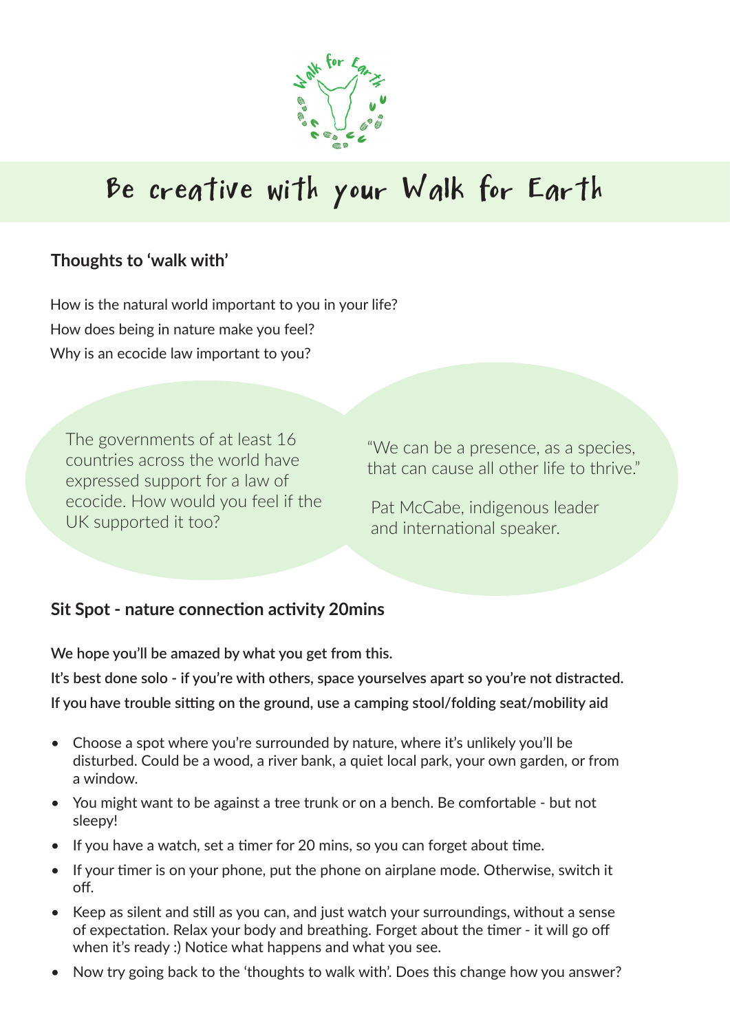# Be creative with your Walk for Earth

## Thoughts to 'walk with'

How is the natural world important to you in your life?

How does being in nature make you feel?

Why is an ecocide law important to you?

The governments of at least 16 countries across the world have expressed support for a law of ecocide. How would you feel if the UK supported it too?

"We can be a presence, as a species, that can cause all other life to thrive."

Pat McCabe, indigenous leader and international speaker.

## Sit Spot - nature connection activity 20mins

**We hope you'll be amazed by what you get from this.**

**It's best done solo - if you're with others, space yourselves apart so you're not distracted.**

**If you have trouble sitting on the ground, use a camping stool/folding seat/mobility aid**

- Choose a spot where you're surrounded by nature, where it's unlikely you'll be disturbed. Could be a wood, a river bank, a quiet local park, your own garden, or from a window.
- You might want to be against a tree trunk or on a bench. Be comfortable - but not sleepy!
- If you have a watch, set a timer for 20 mins, so you can forget about time.
- If your timer is on your phone, put the phone on airplane mode. Otherwise, switch it off.
- Keep as silent and still as you can, and just watch your surroundings, without a sense of expectation. Relax your body and breathing. Forget about the timer - it will go off when it's ready :) Notice what happens and what you see.
- Now try going back to the 'thoughts to walk with'. Does this change how you answer?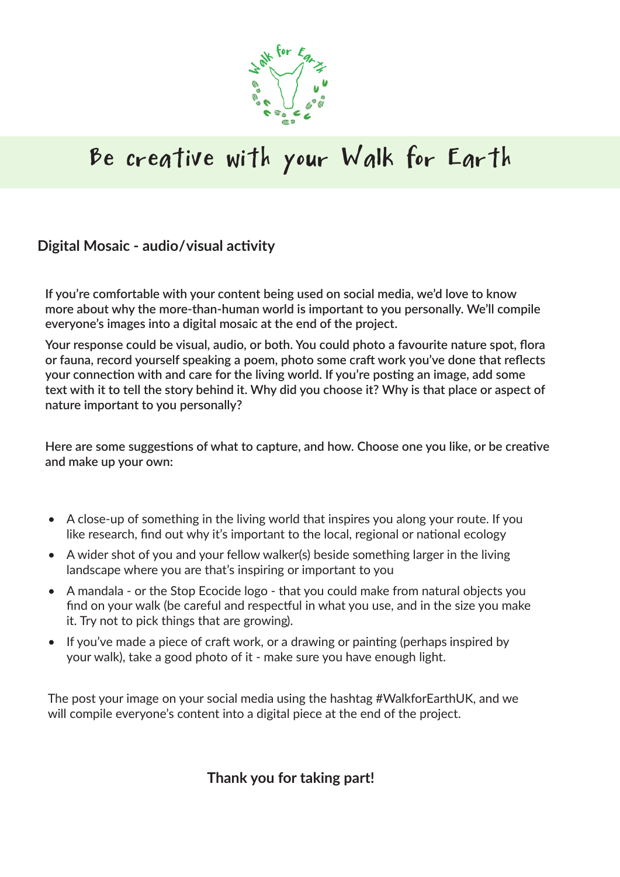# Be creative with your Walk for Earth

## Digital Mosaic - audio/visual activity

**If you're comfortable with your content being used on social media, we'd love to know more about why the more-than-human world is important to you personally. We'll compile everyone's images into a digital mosaic at the end of the project.**

**Your response could be visual, audio, or both. You could photo a favourite nature spot, flora or fauna, record yourself speaking a poem, photo some craft work you've done that reflects your connection with and care for the living world. If you're posting an image, add some text with it to tell the story behind it. Why did you choose it? Why is that place or aspect of nature important to you personally?**

**Here are some suggestions of what to capture, and how. Choose one you like, or be creative and make up your own:**

- A close-up of something in the living world that inspires you along your route. If you like research, find out why it's important to the local, regional or national ecology
- A wider shot of you and your fellow walker(s) beside something larger in the living landscape where you are that's inspiring or important to you
- A mandala - or the Stop Ecocide logo - that you could make from natural objects you find on your walk (be careful and respectful in what you use, and in the size you make it. Try not to pick things that are growing).
- If you've made a piece of craft work, or a drawing or painting (perhaps inspired by your walk), take a good photo of it - make sure you have enough light.

The post your image on your social media using the hashtag #WalkforEarthUK, and we will compile everyone's content into a digital piece at the end of the project.

**Thank you for taking part!**